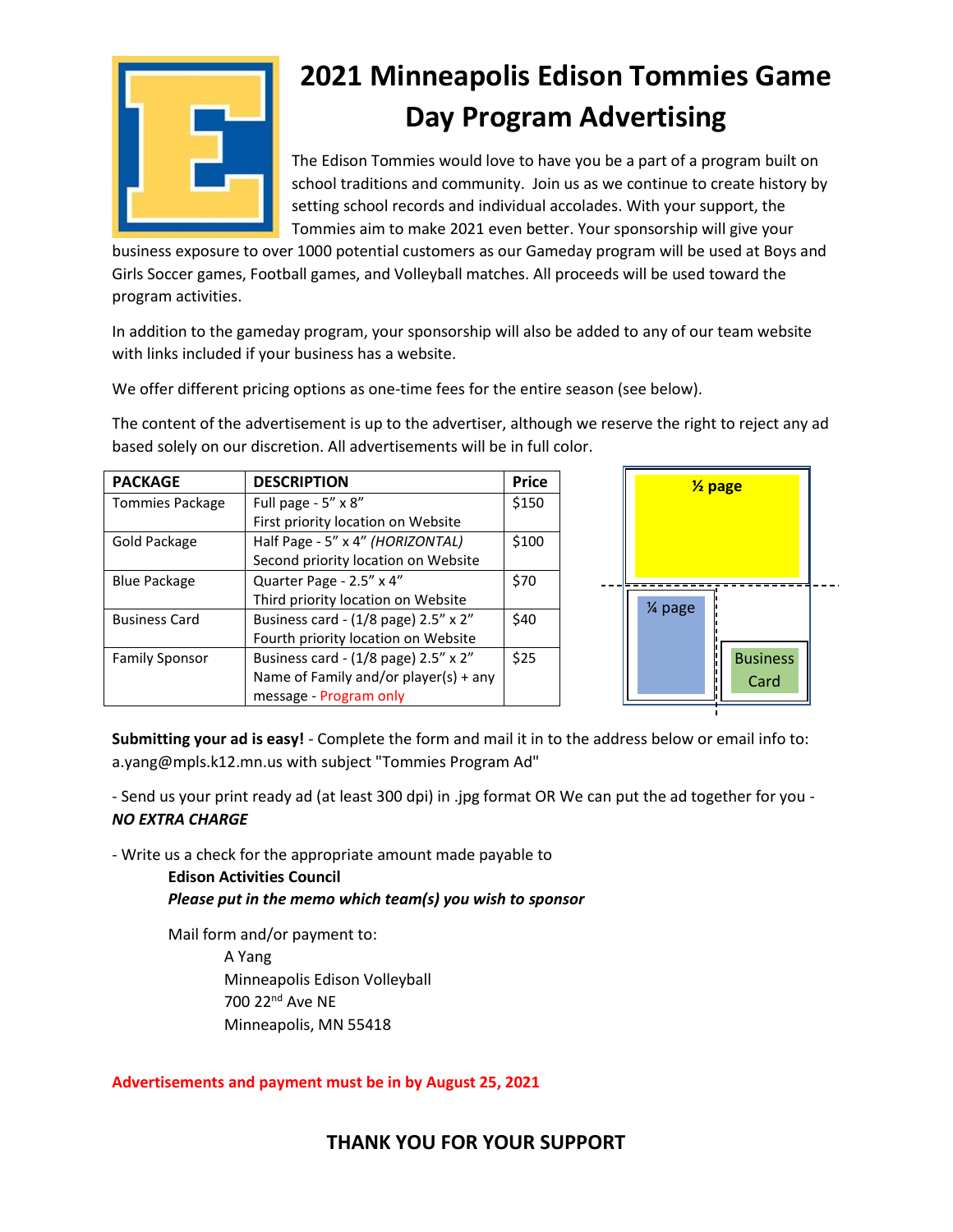# 2021 Minneapolis Edison Tommies Game Day Program Advertising

The Edison Tommies would love to have you be a part of a program built on school traditions and community. Join us as we continue to create history by setting school records and individual accolades. With your support, the Tommies aim to make 2021 even better. Your sponsorship will give your business exposure to over 1000 potential customers as our Gameday program will be used at Boys and Girls Soccer games, Football games, and Volleyball matches. All proceeds will be used toward the program activities.

In addition to the gameday program, your sponsorship will also be added to any of our team website with links included if your business has a website.

We offer different pricing options as one-time fees for the entire season (see below).

The content of the advertisement is up to the advertiser, although we reserve the right to reject any ad based solely on our discretion. All advertisements will be in full color.

| PACKAGE | DESCRIPTION | Price |
|---|---|---|
| Tommies Package | Full page - 5" x 8"<br>First priority location on Website | $150 |
| Gold Package | Half Page - 5" x 4" *(HORIZONTAL)*<br>Second priority location on Website | $100 |
| Blue Package | Quarter Page - 2.5" x 4"<br>Third priority location on Website | $70 |
| Business Card | Business card - (1/8 page) 2.5" x 2"<br>Fourth priority location on Website | $40 |
| Family Sponsor | Business card - (1/8 page) 2.5" x 2"<br>Name of Family and/or player(s) + any message - Program only | $25 |

½ page

¼ page

Business Card

**Submitting your ad is easy!** - Complete the form and mail it in to the address below or email info to: a.yang@mpls.k12.mn.us with subject "Tommies Program Ad"

- Send us your print ready ad (at least 300 dpi) in .jpg format OR We can put the ad together for you - ***NO EXTRA CHARGE***

- Write us a check for the appropriate amount made payable to
  **Edison Activities Council**
  ***Please put in the memo which team(s) you wish to sponsor***

  Mail form and/or payment to:

  A Yang
  Minneapolis Edison Volleyball
  700 22nd Ave NE
  Minneapolis, MN 55418

**Advertisements and payment must be in by August 25, 2021**

## THANK YOU FOR YOUR SUPPORT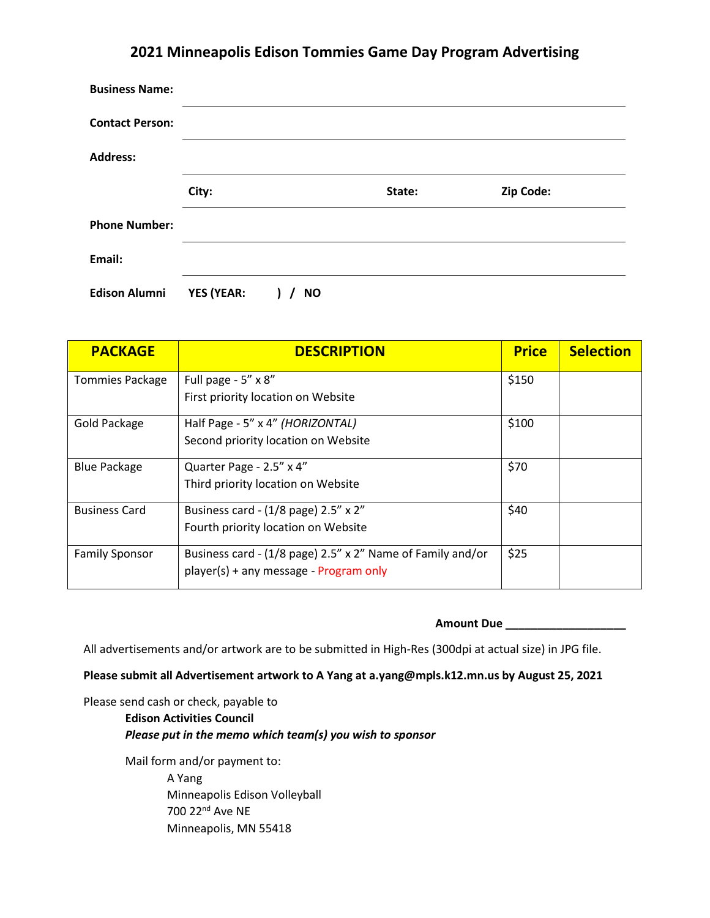# 2021 Minneapolis Edison Tommies Game Day Program Advertising

**Business Name:** ______________________________

**Contact Person:** ______________________________

**Address:** ______________________________

**City:** ______________ **State:** ______________ **Zip Code:** ______________

**Phone Number:** ______________________________

**Email:** ______________________________

**Edison Alumni** **YES (YEAR: ) / NO**

| PACKAGE | DESCRIPTION | Price | Selection |
|---|---|---|---|
| Tommies Package | Full page - 5" x 8"<br>First priority location on Website | $150 | |
| Gold Package | Half Page - 5" x 4" *(HORIZONTAL)*<br>Second priority location on Website | $100 | |
| Blue Package | Quarter Page - 2.5" x 4"<br>Third priority location on Website | $70 | |
| Business Card | Business card - (1/8 page) 2.5" x 2"<br>Fourth priority location on Website | $40 | |
| Family Sponsor | Business card - (1/8 page) 2.5" x 2" Name of Family and/or player(s) + any message - Program only | $25 | |

**Amount Due ___________________**

All advertisements and/or artwork are to be submitted in High-Res (300dpi at actual size) in JPG file.

**Please submit all Advertisement artwork to A Yang at a.yang@mpls.k12.mn.us by August 25, 2021**

Please send cash or check, payable to

**Edison Activities Council**

***Please put in the memo which team(s) you wish to sponsor***

Mail form and/or payment to:

A Yang
Minneapolis Edison Volleyball
700 22nd Ave NE
Minneapolis, MN 55418